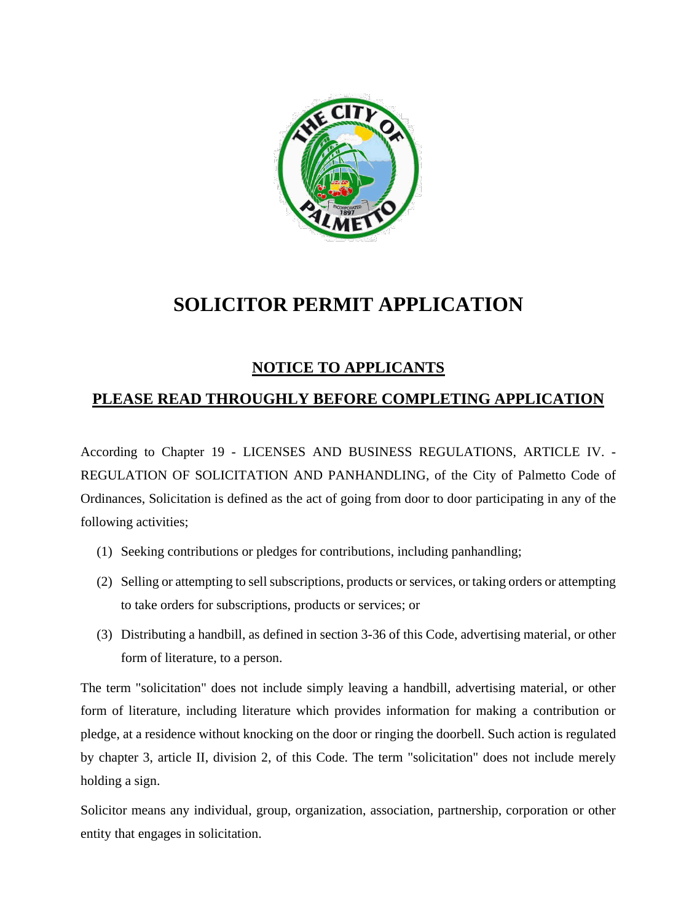# SOLICITOR PERMIT APPLICATION

## NOTICE TO APPLICANTS

## PLEASE READ THROUGHLY BEFORE COMPLETING APPLICATION

According to Chapter 19 - LICENSES AND BUSINESS REGULATIONS, ARTICLE IV. - REGULATION OF SOLICITATION AND PANHANDLING, of the City of Palmetto Code of Ordinances, Solicitation is defined as the act of going from door to door participating in any of the following activities;

(1) Seeking contributions or pledges for contributions, including panhandling;

(2) Selling or attempting to sell subscriptions, products or services, or taking orders or attempting to take orders for subscriptions, products or services; or

(3) Distributing a handbill, as defined in section 3-36 of this Code, advertising material, or other form of literature, to a person.

The term "solicitation" does not include simply leaving a handbill, advertising material, or other form of literature, including literature which provides information for making a contribution or pledge, at a residence without knocking on the door or ringing the doorbell. Such action is regulated by chapter 3, article II, division 2, of this Code. The term "solicitation" does not include merely holding a sign.

Solicitor means any individual, group, organization, association, partnership, corporation or other entity that engages in solicitation.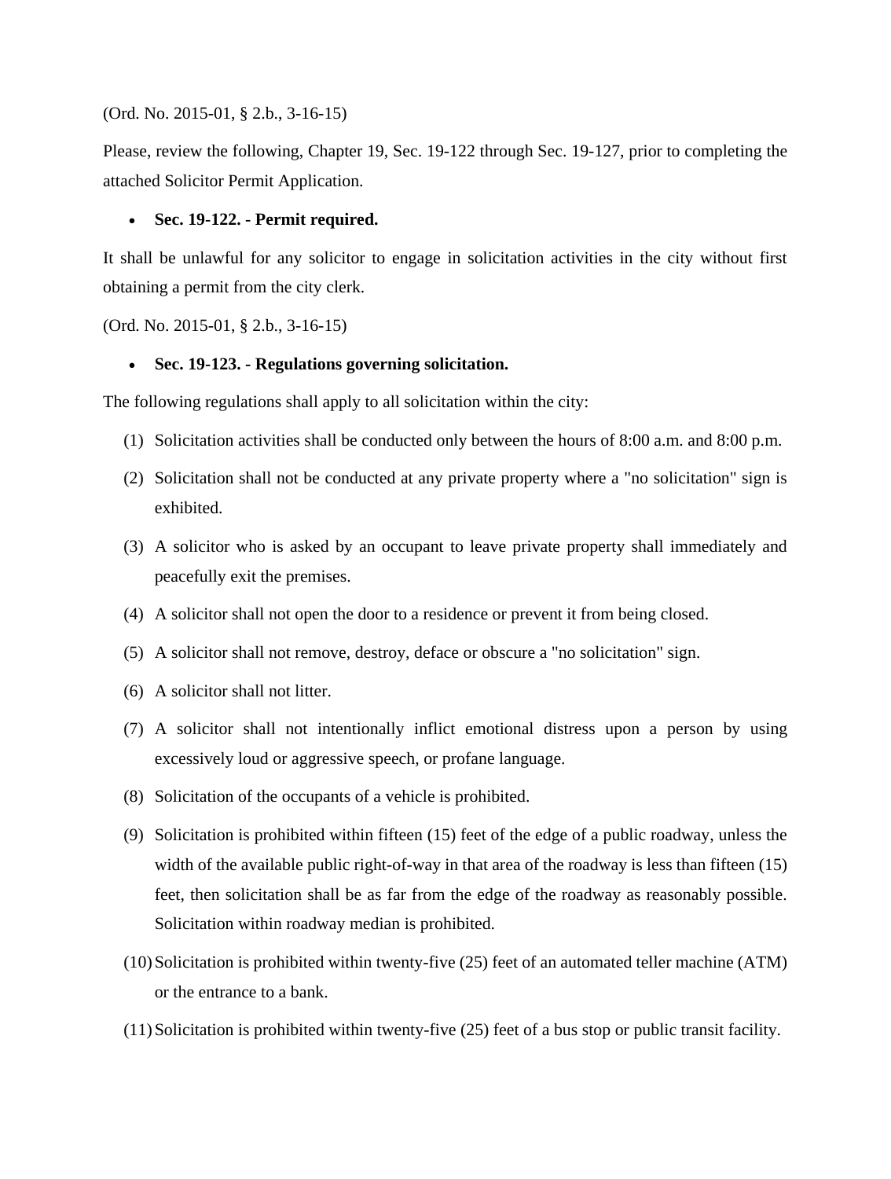(Ord. No. 2015-01, § 2.b., 3-16-15)

Please, review the following, Chapter 19, Sec. 19-122 through Sec. 19-127, prior to completing the attached Solicitor Permit Application.

- **Sec. 19-122. - Permit required.**

It shall be unlawful for any solicitor to engage in solicitation activities in the city without first obtaining a permit from the city clerk.

(Ord. No. 2015-01, § 2.b., 3-16-15)

- **Sec. 19-123. - Regulations governing solicitation.**

The following regulations shall apply to all solicitation within the city:

(1) Solicitation activities shall be conducted only between the hours of 8:00 a.m. and 8:00 p.m.

(2) Solicitation shall not be conducted at any private property where a "no solicitation" sign is exhibited.

(3) A solicitor who is asked by an occupant to leave private property shall immediately and peacefully exit the premises.

(4) A solicitor shall not open the door to a residence or prevent it from being closed.

(5) A solicitor shall not remove, destroy, deface or obscure a "no solicitation" sign.

(6) A solicitor shall not litter.

(7) A solicitor shall not intentionally inflict emotional distress upon a person by using excessively loud or aggressive speech, or profane language.

(8) Solicitation of the occupants of a vehicle is prohibited.

(9) Solicitation is prohibited within fifteen (15) feet of the edge of a public roadway, unless the width of the available public right-of-way in that area of the roadway is less than fifteen (15) feet, then solicitation shall be as far from the edge of the roadway as reasonably possible. Solicitation within roadway median is prohibited.

(10) Solicitation is prohibited within twenty-five (25) feet of an automated teller machine (ATM) or the entrance to a bank.

(11) Solicitation is prohibited within twenty-five (25) feet of a bus stop or public transit facility.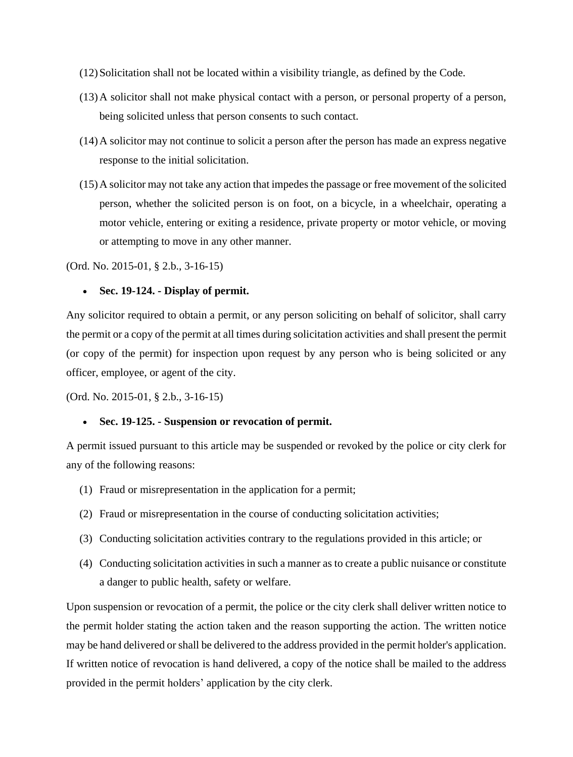(12) Solicitation shall not be located within a visibility triangle, as defined by the Code.

(13) A solicitor shall not make physical contact with a person, or personal property of a person, being solicited unless that person consents to such contact.

(14) A solicitor may not continue to solicit a person after the person has made an express negative response to the initial solicitation.

(15) A solicitor may not take any action that impedes the passage or free movement of the solicited person, whether the solicited person is on foot, on a bicycle, in a wheelchair, operating a motor vehicle, entering or exiting a residence, private property or motor vehicle, or moving or attempting to move in any other manner.

(Ord. No. 2015-01, § 2.b., 3-16-15)

- **Sec. 19-124. - Display of permit.**

Any solicitor required to obtain a permit, or any person soliciting on behalf of solicitor, shall carry the permit or a copy of the permit at all times during solicitation activities and shall present the permit (or copy of the permit) for inspection upon request by any person who is being solicited or any officer, employee, or agent of the city.

(Ord. No. 2015-01, § 2.b., 3-16-15)

- **Sec. 19-125. - Suspension or revocation of permit.**

A permit issued pursuant to this article may be suspended or revoked by the police or city clerk for any of the following reasons:

(1) Fraud or misrepresentation in the application for a permit;

(2) Fraud or misrepresentation in the course of conducting solicitation activities;

(3) Conducting solicitation activities contrary to the regulations provided in this article; or

(4) Conducting solicitation activities in such a manner as to create a public nuisance or constitute a danger to public health, safety or welfare.

Upon suspension or revocation of a permit, the police or the city clerk shall deliver written notice to the permit holder stating the action taken and the reason supporting the action. The written notice may be hand delivered or shall be delivered to the address provided in the permit holder's application. If written notice of revocation is hand delivered, a copy of the notice shall be mailed to the address provided in the permit holders' application by the city clerk.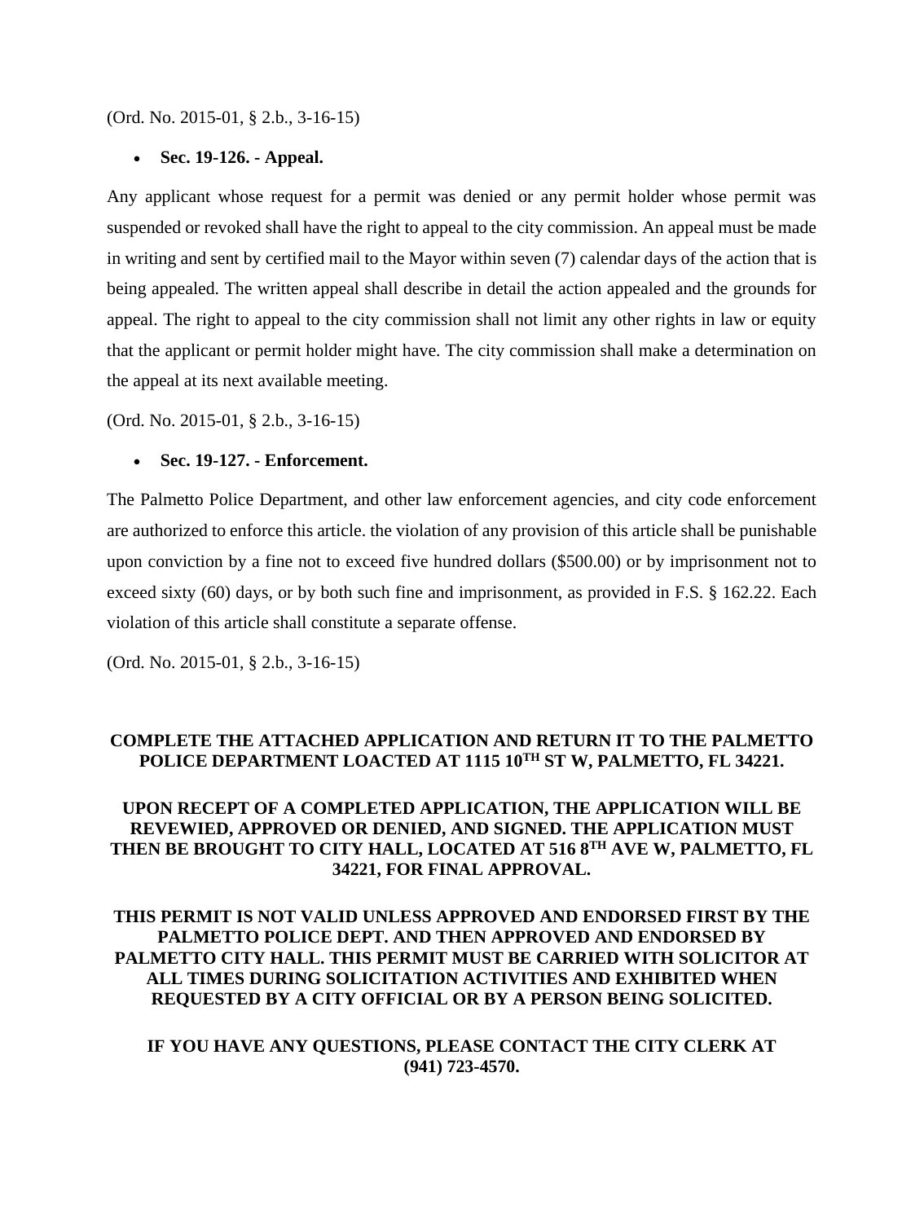(Ord. No. 2015-01, § 2.b., 3-16-15)

- **Sec. 19-126. - Appeal.**

Any applicant whose request for a permit was denied or any permit holder whose permit was suspended or revoked shall have the right to appeal to the city commission. An appeal must be made in writing and sent by certified mail to the Mayor within seven (7) calendar days of the action that is being appealed. The written appeal shall describe in detail the action appealed and the grounds for appeal. The right to appeal to the city commission shall not limit any other rights in law or equity that the applicant or permit holder might have. The city commission shall make a determination on the appeal at its next available meeting.

(Ord. No. 2015-01, § 2.b., 3-16-15)

- **Sec. 19-127. - Enforcement.**

The Palmetto Police Department, and other law enforcement agencies, and city code enforcement are authorized to enforce this article. the violation of any provision of this article shall be punishable upon conviction by a fine not to exceed five hundred dollars ($500.00) or by imprisonment not to exceed sixty (60) days, or by both such fine and imprisonment, as provided in F.S. § 162.22. Each violation of this article shall constitute a separate offense.

(Ord. No. 2015-01, § 2.b., 3-16-15)

**COMPLETE THE ATTACHED APPLICATION AND RETURN IT TO THE PALMETTO POLICE DEPARTMENT LOACTED AT 1115 10TH ST W, PALMETTO, FL 34221.**

**UPON RECEPT OF A COMPLETED APPLICATION, THE APPLICATION WILL BE REVEWIED, APPROVED OR DENIED, AND SIGNED. THE APPLICATION MUST THEN BE BROUGHT TO CITY HALL, LOCATED AT 516 8TH AVE W, PALMETTO, FL 34221, FOR FINAL APPROVAL.**

**THIS PERMIT IS NOT VALID UNLESS APPROVED AND ENDORSED FIRST BY THE PALMETTO POLICE DEPT. AND THEN APPROVED AND ENDORSED BY PALMETTO CITY HALL. THIS PERMIT MUST BE CARRIED WITH SOLICITOR AT ALL TIMES DURING SOLICITATION ACTIVITIES AND EXHIBITED WHEN REQUESTED BY A CITY OFFICIAL OR BY A PERSON BEING SOLICITED.**

**IF YOU HAVE ANY QUESTIONS, PLEASE CONTACT THE CITY CLERK AT (941) 723-4570.**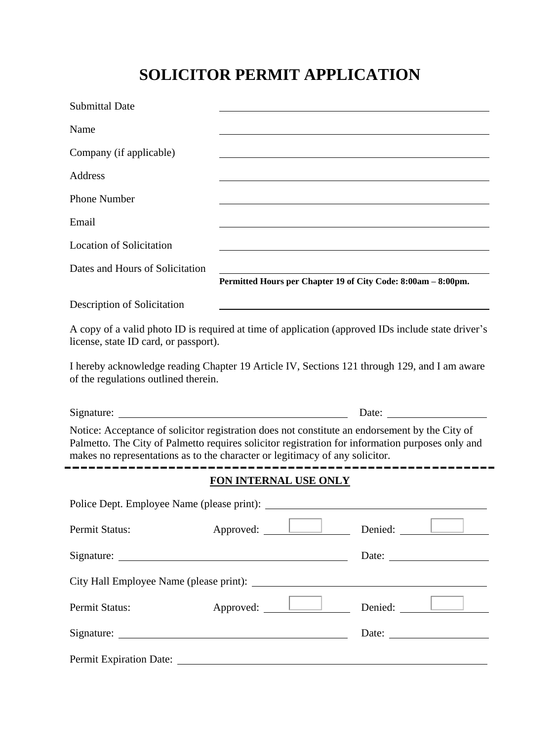# SOLICITOR PERMIT APPLICATION

Submittal Date \_\_\_\_\_\_\_\_\_\_\_\_\_\_\_\_\_\_\_\_\_\_\_\_\_\_\_\_\_\_\_\_

Name \_\_\_\_\_\_\_\_\_\_\_\_\_\_\_\_\_\_\_\_\_\_\_\_\_\_\_\_\_\_\_\_

Company (if applicable) \_\_\_\_\_\_\_\_\_\_\_\_\_\_\_\_\_\_\_\_\_\_\_\_\_\_\_\_\_\_\_\_

Address \_\_\_\_\_\_\_\_\_\_\_\_\_\_\_\_\_\_\_\_\_\_\_\_\_\_\_\_\_\_\_\_

Phone Number \_\_\_\_\_\_\_\_\_\_\_\_\_\_\_\_\_\_\_\_\_\_\_\_\_\_\_\_\_\_\_\_

Email \_\_\_\_\_\_\_\_\_\_\_\_\_\_\_\_\_\_\_\_\_\_\_\_\_\_\_\_\_\_\_\_

Location of Solicitation \_\_\_\_\_\_\_\_\_\_\_\_\_\_\_\_\_\_\_\_\_\_\_\_\_\_\_\_\_\_\_\_

Dates and Hours of Solicitation \_\_\_\_\_\_\_\_\_\_\_\_\_\_\_\_\_\_\_\_\_\_\_\_\_\_\_\_\_\_\_\_

**Permitted Hours per Chapter 19 of City Code: 8:00am – 8:00pm.**

Description of Solicitation \_\_\_\_\_\_\_\_\_\_\_\_\_\_\_\_\_\_\_\_\_\_\_\_\_\_\_\_\_\_\_\_

A copy of a valid photo ID is required at time of application (approved IDs include state driver's license, state ID card, or passport).

I hereby acknowledge reading Chapter 19 Article IV, Sections 121 through 129, and I am aware of the regulations outlined therein.

Signature: \_\_\_\_\_\_\_\_\_\_\_\_\_\_\_\_\_\_\_\_\_\_\_\_\_\_\_\_ Date: \_\_\_\_\_\_\_\_\_\_\_\_\_\_

Notice: Acceptance of solicitor registration does not constitute an endorsement by the City of Palmetto. The City of Palmetto requires solicitor registration for information purposes only and makes no representations as to the character or legitimacy of any solicitor.

---

**FON INTERNAL USE ONLY**

Police Dept. Employee Name (please print): \_\_\_\_\_\_\_\_\_\_\_\_\_\_\_\_\_\_\_\_\_\_\_\_\_\_\_\_

Permit Status: Approved: ☐ Denied: ☐

Signature: \_\_\_\_\_\_\_\_\_\_\_\_\_\_\_\_\_\_\_\_\_\_\_\_\_\_\_\_ Date: \_\_\_\_\_\_\_\_\_\_\_\_\_\_

City Hall Employee Name (please print): \_\_\_\_\_\_\_\_\_\_\_\_\_\_\_\_\_\_\_\_\_\_\_\_\_\_\_\_

Permit Status: Approved: ☐ Denied: ☐

Signature: \_\_\_\_\_\_\_\_\_\_\_\_\_\_\_\_\_\_\_\_\_\_\_\_\_\_\_\_ Date: \_\_\_\_\_\_\_\_\_\_\_\_\_\_

Permit Expiration Date: \_\_\_\_\_\_\_\_\_\_\_\_\_\_\_\_\_\_\_\_\_\_\_\_\_\_\_\_